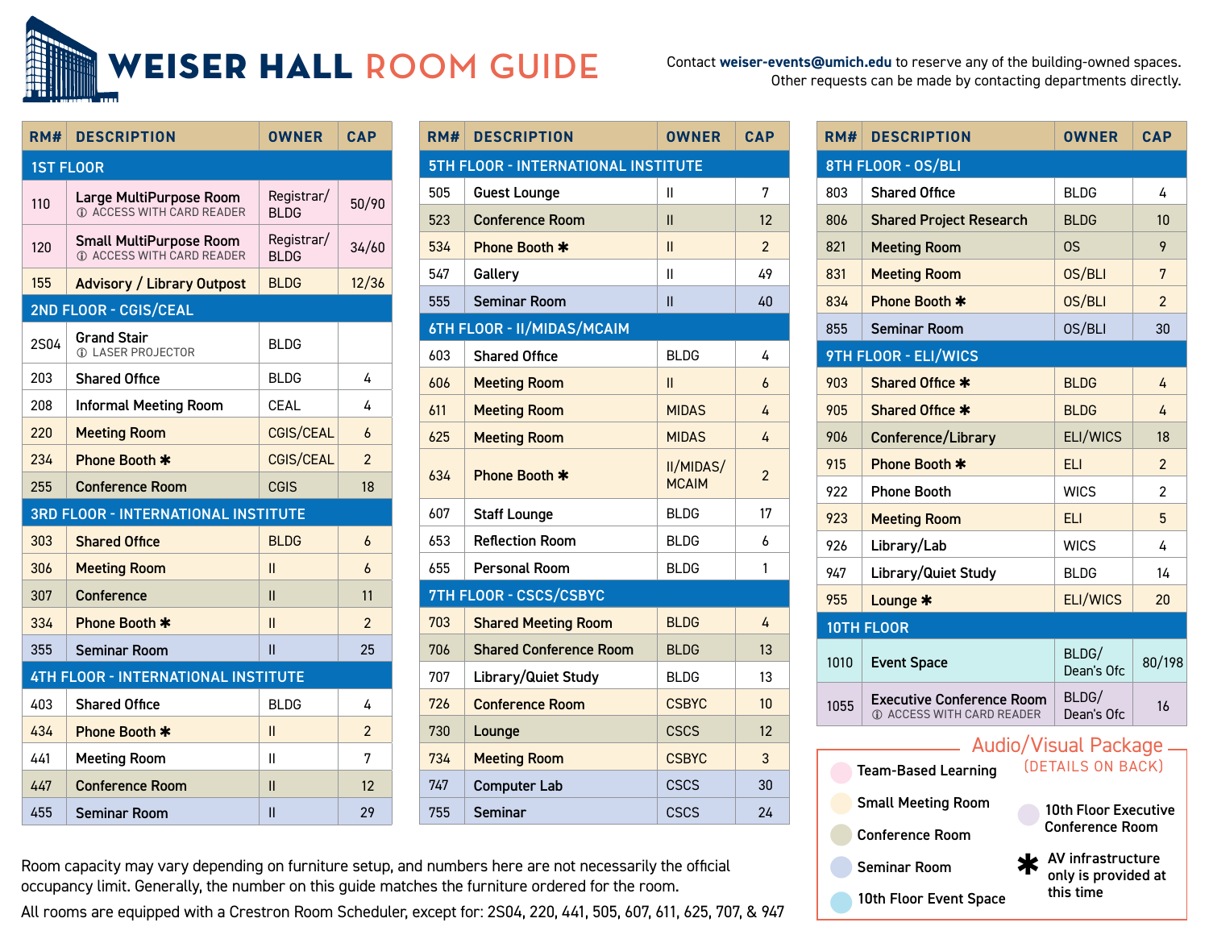# WEISER HALL ROOM GUIDE

Contact **weiser-events@umich.edu** to reserve any of the building-owned spaces. Other requests can be made by contacting departments directly.

| RM# | DESCRIPTION | OWNER | CAP |
|---|---|---|---|
| **1ST FLOOR** | | | |
| 110 | **Large MultiPurpose Room** ⓘ ACCESS WITH CARD READER | Registrar/ BLDG | 50/90 |
| 120 | **Small MultiPurpose Room** ⓘ ACCESS WITH CARD READER | Registrar/ BLDG | 34/60 |
| 155 | **Advisory / Library Outpost** | BLDG | 12/36 |
| **2ND FLOOR - CGIS/CEAL** | | | |
| 2S04 | **Grand Stair** ⓘ LASER PROJECTOR | BLDG | |
| 203 | Shared Office | BLDG | 4 |
| 208 | Informal Meeting Room | CEAL | 4 |
| 220 | Meeting Room | CGIS/CEAL | 6 |
| 234 | Phone Booth * | CGIS/CEAL | 2 |
| 255 | Conference Room | CGIS | 18 |
| **3RD FLOOR - INTERNATIONAL INSTITUTE** | | | |
| 303 | Shared Office | BLDG | 6 |
| 306 | Meeting Room | II | 6 |
| 307 | Conference | II | 11 |
| 334 | Phone Booth * | II | 2 |
| 355 | Seminar Room | II | 25 |
| **4TH FLOOR - INTERNATIONAL INSTITUTE** | | | |
| 403 | Shared Office | BLDG | 4 |
| 434 | Phone Booth * | II | 2 |
| 441 | Meeting Room | II | 7 |
| 447 | Conference Room | II | 12 |
| 455 | Seminar Room | II | 29 |

| RM# | DESCRIPTION | OWNER | CAP |
|---|---|---|---|
| **5TH FLOOR - INTERNATIONAL INSTITUTE** | | | |
| 505 | Guest Lounge | II | 7 |
| 523 | Conference Room | II | 12 |
| 534 | Phone Booth * | II | 2 |
| 547 | Gallery | II | 49 |
| 555 | Seminar Room | II | 40 |
| **6TH FLOOR - II/MIDAS/MCAIM** | | | |
| 603 | Shared Office | BLDG | 4 |
| 606 | Meeting Room | II | 6 |
| 611 | Meeting Room | MIDAS | 4 |
| 625 | Meeting Room | MIDAS | 4 |
| 634 | Phone Booth * | II/MIDAS/ MCAIM | 2 |
| 607 | Staff Lounge | BLDG | 17 |
| 653 | Reflection Room | BLDG | 6 |
| 655 | Personal Room | BLDG | 1 |
| **7TH FLOOR - CSCS/CSBYC** | | | |
| 703 | Shared Meeting Room | BLDG | 4 |
| 706 | Shared Conference Room | BLDG | 13 |
| 707 | Library/Quiet Study | BLDG | 13 |
| 726 | Conference Room | CSBYC | 10 |
| 730 | Lounge | CSCS | 12 |
| 734 | Meeting Room | CSBYC | 3 |
| 747 | Computer Lab | CSCS | 30 |
| 755 | Seminar | CSCS | 24 |

| RM# | DESCRIPTION | OWNER | CAP |
|---|---|---|---|
| **8TH FLOOR - OS/BLI** | | | |
| 803 | Shared Office | BLDG | 4 |
| 806 | Shared Project Research | BLDG | 10 |
| 821 | Meeting Room | OS | 9 |
| 831 | Meeting Room | OS/BLI | 7 |
| 834 | Phone Booth * | OS/BLI | 2 |
| 855 | Seminar Room | OS/BLI | 30 |
| **9TH FLOOR - ELI/WICS** | | | |
| 903 | Shared Office * | BLDG | 4 |
| 905 | Shared Office * | BLDG | 4 |
| 906 | Conference/Library | ELI/WICS | 18 |
| 915 | Phone Booth * | ELI | 2 |
| 922 | Phone Booth | WICS | 2 |
| 923 | Meeting Room | ELI | 5 |
| 926 | Library/Lab | WICS | 4 |
| 947 | Library/Quiet Study | BLDG | 14 |
| 955 | Lounge * | ELI/WICS | 20 |
| **10TH FLOOR** | | | |
| 1010 | Event Space | BLDG/ Dean's Ofc | 80/198 |
| 1055 | **Executive Conference Room** ⓘ ACCESS WITH CARD READER | BLDG/ Dean's Ofc | 16 |

## Audio/Visual Package (DETAILS ON BACK)

- Team-Based Learning
- Small Meeting Room
- Conference Room
- Seminar Room
- 10th Floor Event Space
- 10th Floor Executive Conference Room
- * AV infrastructure only is provided at this time

Room capacity may vary depending on furniture setup, and numbers here are not necessarily the official occupancy limit. Generally, the number on this guide matches the furniture ordered for the room.

All rooms are equipped with a Crestron Room Scheduler, except for: 2S04, 220, 441, 505, 607, 611, 625, 707, & 947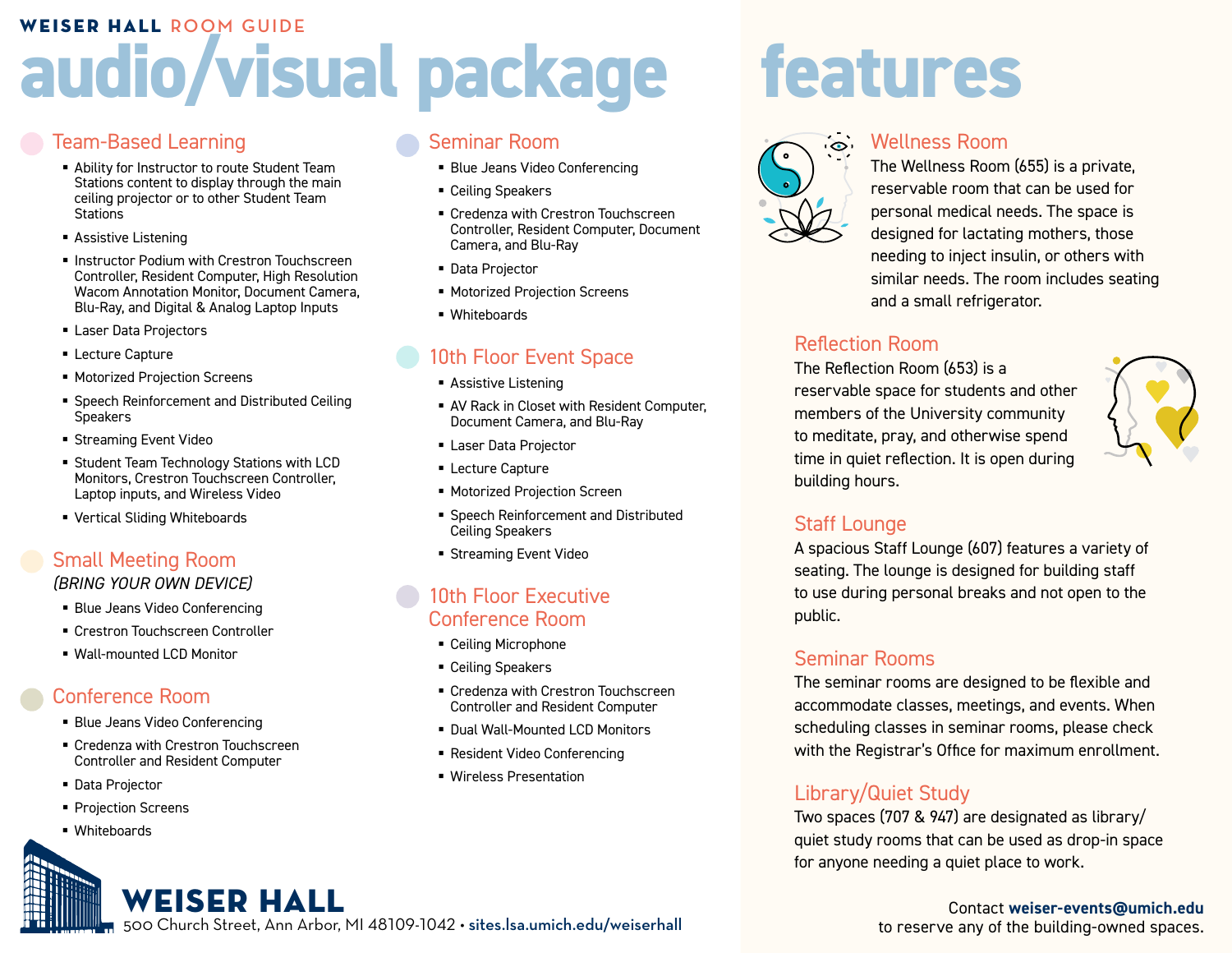WEISER HALL ROOM GUIDE

# audio/visual package

## Team-Based Learning

- Ability for Instructor to route Student Team Stations content to display through the main ceiling projector or to other Student Team Stations
- Assistive Listening
- Instructor Podium with Crestron Touchscreen Controller, Resident Computer, High Resolution Wacom Annotation Monitor, Document Camera, Blu-Ray, and Digital & Analog Laptop Inputs
- Laser Data Projectors
- Lecture Capture
- Motorized Projection Screens
- Speech Reinforcement and Distributed Ceiling Speakers
- Streaming Event Video
- Student Team Technology Stations with LCD Monitors, Crestron Touchscreen Controller, Laptop inputs, and Wireless Video
- Vertical Sliding Whiteboards

## Small Meeting Room

*(BRING YOUR OWN DEVICE)*

- Blue Jeans Video Conferencing
- Crestron Touchscreen Controller
- Wall-mounted LCD Monitor

## Conference Room

- Blue Jeans Video Conferencing
- Credenza with Crestron Touchscreen Controller and Resident Computer
- Data Projector
- Projection Screens
- Whiteboards

## Seminar Room

- Blue Jeans Video Conferencing
- Ceiling Speakers
- Credenza with Crestron Touchscreen Controller, Resident Computer, Document Camera, and Blu-Ray
- Data Projector
- Motorized Projection Screens
- Whiteboards

## 10th Floor Event Space

- Assistive Listening
- AV Rack in Closet with Resident Computer, Document Camera, and Blu-Ray
- Laser Data Projector
- Lecture Capture
- Motorized Projection Screen
- Speech Reinforcement and Distributed Ceiling Speakers
- Streaming Event Video

## 10th Floor Executive Conference Room

- Ceiling Microphone
- Ceiling Speakers
- Credenza with Crestron Touchscreen Controller and Resident Computer
- Dual Wall-Mounted LCD Monitors
- Resident Video Conferencing
- Wireless Presentation

**WEISER HALL**
500 Church Street, Ann Arbor, MI 48109-1042 • **sites.lsa.umich.edu/weiserhall**

# features

## Wellness Room

The Wellness Room (655) is a private, reservable room that can be used for personal medical needs. The space is designed for lactating mothers, those needing to inject insulin, or others with similar needs. The room includes seating and a small refrigerator.

## Reflection Room

The Reflection Room (653) is a reservable space for students and other members of the University community to meditate, pray, and otherwise spend time in quiet reflection. It is open during building hours.

## Staff Lounge

A spacious Staff Lounge (607) features a variety of seating. The lounge is designed for building staff to use during personal breaks and not open to the public.

## Seminar Rooms

The seminar rooms are designed to be flexible and accommodate classes, meetings, and events. When scheduling classes in seminar rooms, please check with the Registrar's Office for maximum enrollment.

## Library/Quiet Study

Two spaces (707 & 947) are designated as library/quiet study rooms that can be used as drop-in space for anyone needing a quiet place to work.

Contact **weiser-events@umich.edu** to reserve any of the building-owned spaces.